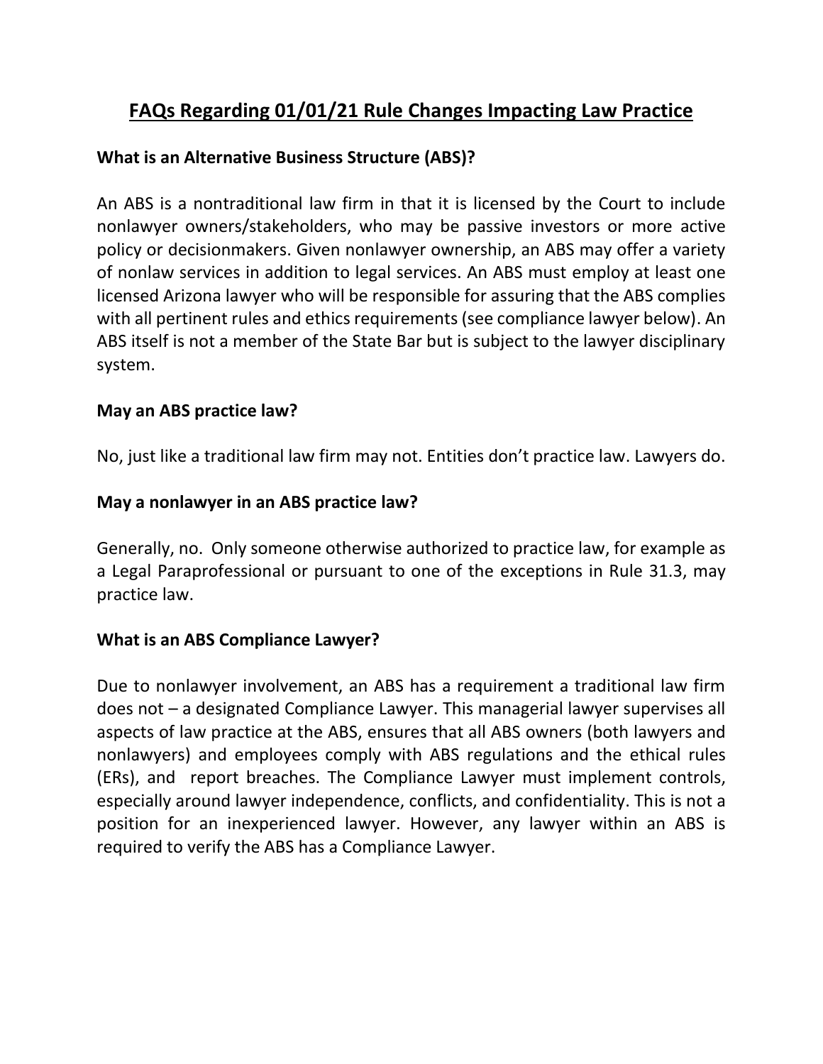# FAQs Regarding 01/01/21 Rule Changes Impacting Law Practice

### What is an Alternative Business Structure (ABS)?

An ABS is a nontraditional law firm in that it is licensed by the Court to include nonlawyer owners/stakeholders, who may be passive investors or more active policy or decisionmakers. Given nonlawyer ownership, an ABS may offer a variety of nonlaw services in addition to legal services. An ABS must employ at least one licensed Arizona lawyer who will be responsible for assuring that the ABS complies with all pertinent rules and ethics requirements (see compliance lawyer below). An ABS itself is not a member of the State Bar but is subject to the lawyer disciplinary system.

### May an ABS practice law?

No, just like a traditional law firm may not. Entities don't practice law. Lawyers do.

### May a nonlawyer in an ABS practice law?

Generally, no. Only someone otherwise authorized to practice law, for example as a Legal Paraprofessional or pursuant to one of the exceptions in Rule 31.3, may practice law.

### What is an ABS Compliance Lawyer?

Due to nonlawyer involvement, an ABS has a requirement a traditional law firm does not – a designated Compliance Lawyer. This managerial lawyer supervises all aspects of law practice at the ABS, ensures that all ABS owners (both lawyers and nonlawyers) and employees comply with ABS regulations and the ethical rules (ERs), and report breaches. The Compliance Lawyer must implement controls, especially around lawyer independence, conflicts, and confidentiality. This is not a position for an inexperienced lawyer. However, any lawyer within an ABS is required to verify the ABS has a Compliance Lawyer.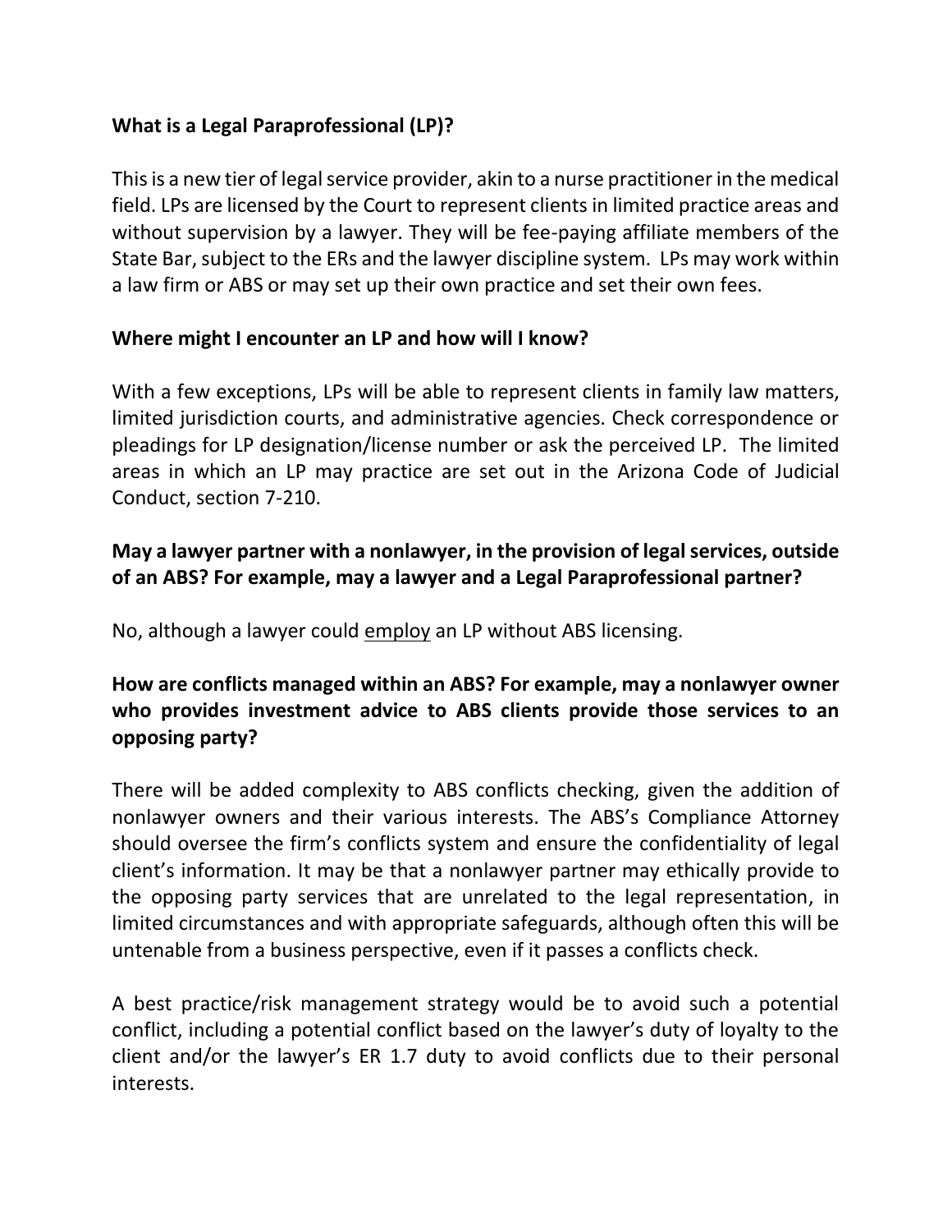**What is a Legal Paraprofessional (LP)?**

This is a new tier of legal service provider, akin to a nurse practitioner in the medical field. LPs are licensed by the Court to represent clients in limited practice areas and without supervision by a lawyer. They will be fee-paying affiliate members of the State Bar, subject to the ERs and the lawyer discipline system. LPs may work within a law firm or ABS or may set up their own practice and set their own fees.

**Where might I encounter an LP and how will I know?**

With a few exceptions, LPs will be able to represent clients in family law matters, limited jurisdiction courts, and administrative agencies. Check correspondence or pleadings for LP designation/license number or ask the perceived LP. The limited areas in which an LP may practice are set out in the Arizona Code of Judicial Conduct, section 7-210.

**May a lawyer partner with a nonlawyer, in the provision of legal services, outside of an ABS? For example, may a lawyer and a Legal Paraprofessional partner?**

No, although a lawyer could <u>employ</u> an LP without ABS licensing.

**How are conflicts managed within an ABS? For example, may a nonlawyer owner who provides investment advice to ABS clients provide those services to an opposing party?**

There will be added complexity to ABS conflicts checking, given the addition of nonlawyer owners and their various interests. The ABS's Compliance Attorney should oversee the firm's conflicts system and ensure the confidentiality of legal client's information. It may be that a nonlawyer partner may ethically provide to the opposing party services that are unrelated to the legal representation, in limited circumstances and with appropriate safeguards, although often this will be untenable from a business perspective, even if it passes a conflicts check.

A best practice/risk management strategy would be to avoid such a potential conflict, including a potential conflict based on the lawyer's duty of loyalty to the client and/or the lawyer's ER 1.7 duty to avoid conflicts due to their personal interests.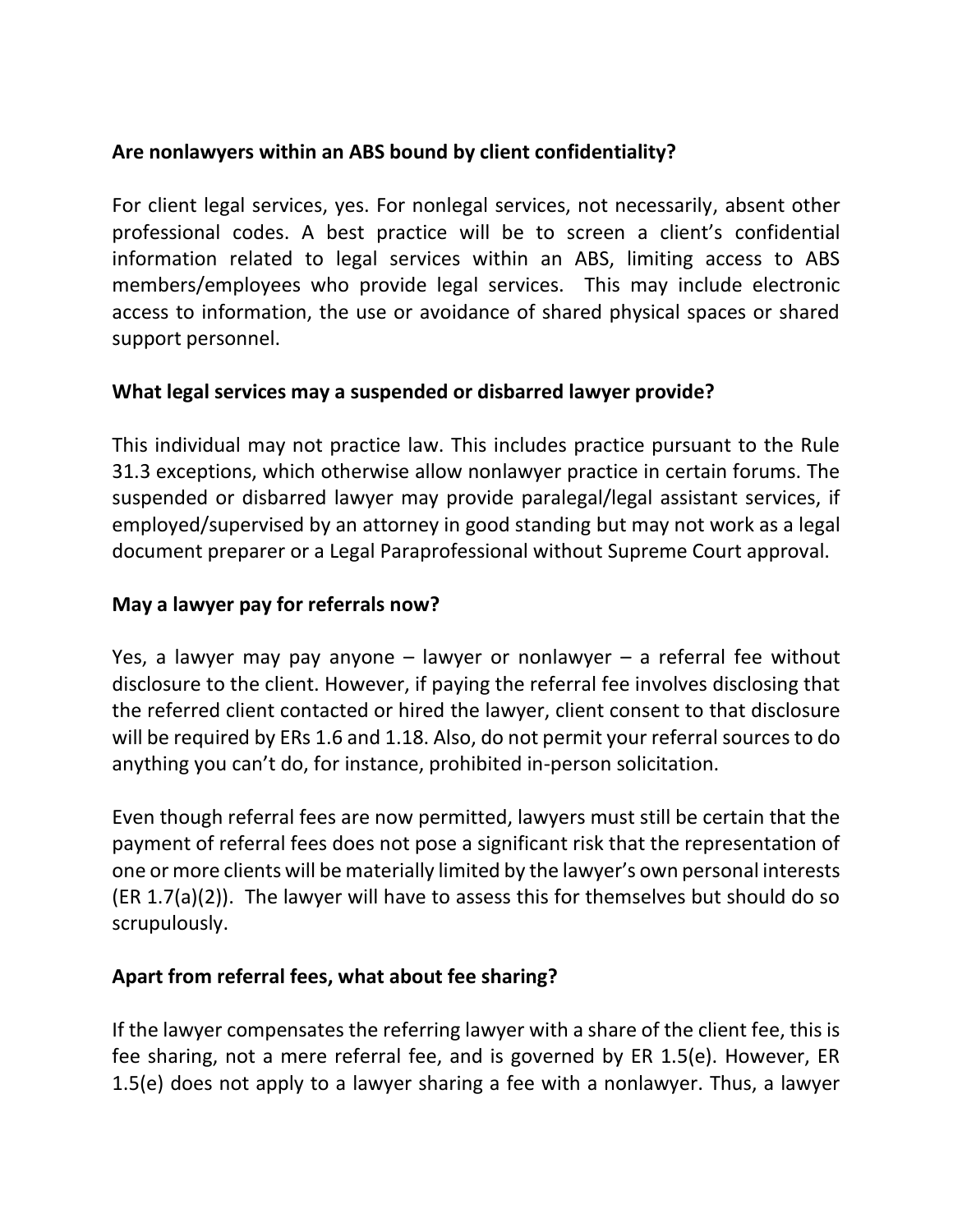**Are nonlawyers within an ABS bound by client confidentiality?**

For client legal services, yes. For nonlegal services, not necessarily, absent other professional codes. A best practice will be to screen a client's confidential information related to legal services within an ABS, limiting access to ABS members/employees who provide legal services. This may include electronic access to information, the use or avoidance of shared physical spaces or shared support personnel.

**What legal services may a suspended or disbarred lawyer provide?**

This individual may not practice law. This includes practice pursuant to the Rule 31.3 exceptions, which otherwise allow nonlawyer practice in certain forums. The suspended or disbarred lawyer may provide paralegal/legal assistant services, if employed/supervised by an attorney in good standing but may not work as a legal document preparer or a Legal Paraprofessional without Supreme Court approval.

**May a lawyer pay for referrals now?**

Yes, a lawyer may pay anyone – lawyer or nonlawyer – a referral fee without disclosure to the client. However, if paying the referral fee involves disclosing that the referred client contacted or hired the lawyer, client consent to that disclosure will be required by ERs 1.6 and 1.18. Also, do not permit your referral sources to do anything you can't do, for instance, prohibited in-person solicitation.

Even though referral fees are now permitted, lawyers must still be certain that the payment of referral fees does not pose a significant risk that the representation of one or more clients will be materially limited by the lawyer's own personal interests (ER 1.7(a)(2)). The lawyer will have to assess this for themselves but should do so scrupulously.

**Apart from referral fees, what about fee sharing?**

If the lawyer compensates the referring lawyer with a share of the client fee, this is fee sharing, not a mere referral fee, and is governed by ER 1.5(e). However, ER 1.5(e) does not apply to a lawyer sharing a fee with a nonlawyer. Thus, a lawyer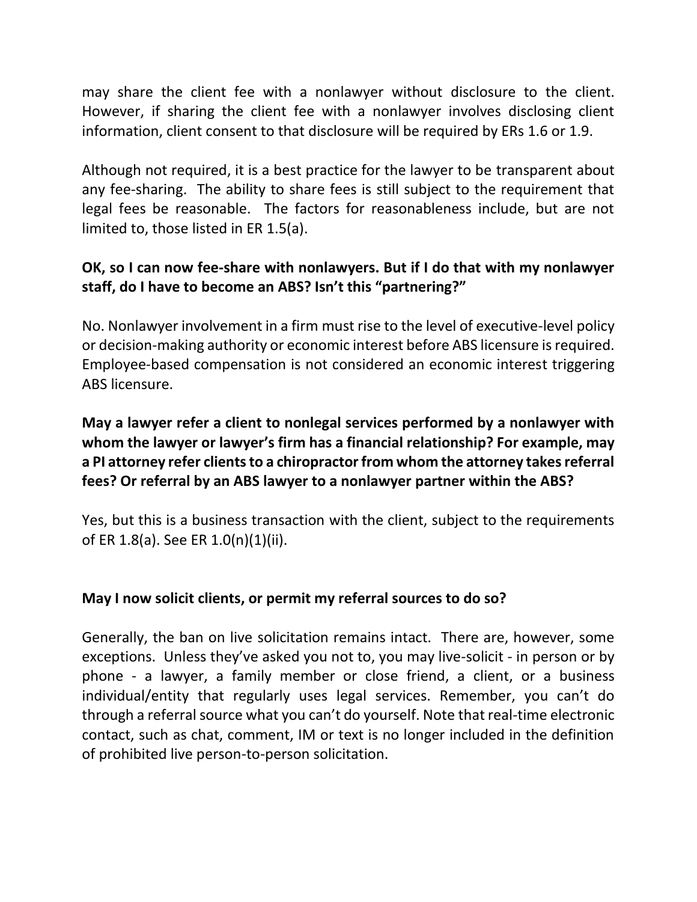may share the client fee with a nonlawyer without disclosure to the client. However, if sharing the client fee with a nonlawyer involves disclosing client information, client consent to that disclosure will be required by ERs 1.6 or 1.9.

Although not required, it is a best practice for the lawyer to be transparent about any fee-sharing. The ability to share fees is still subject to the requirement that legal fees be reasonable. The factors for reasonableness include, but are not limited to, those listed in ER 1.5(a).

**OK, so I can now fee-share with nonlawyers. But if I do that with my nonlawyer staff, do I have to become an ABS? Isn't this "partnering?"**

No. Nonlawyer involvement in a firm must rise to the level of executive-level policy or decision-making authority or economic interest before ABS licensure is required. Employee-based compensation is not considered an economic interest triggering ABS licensure.

**May a lawyer refer a client to nonlegal services performed by a nonlawyer with whom the lawyer or lawyer's firm has a financial relationship? For example, may a PI attorney refer clients to a chiropractor from whom the attorney takes referral fees? Or referral by an ABS lawyer to a nonlawyer partner within the ABS?**

Yes, but this is a business transaction with the client, subject to the requirements of ER 1.8(a). See ER 1.0(n)(1)(ii).

**May I now solicit clients, or permit my referral sources to do so?**

Generally, the ban on live solicitation remains intact. There are, however, some exceptions. Unless they've asked you not to, you may live-solicit - in person or by phone - a lawyer, a family member or close friend, a client, or a business individual/entity that regularly uses legal services. Remember, you can't do through a referral source what you can't do yourself. Note that real-time electronic contact, such as chat, comment, IM or text is no longer included in the definition of prohibited live person-to-person solicitation.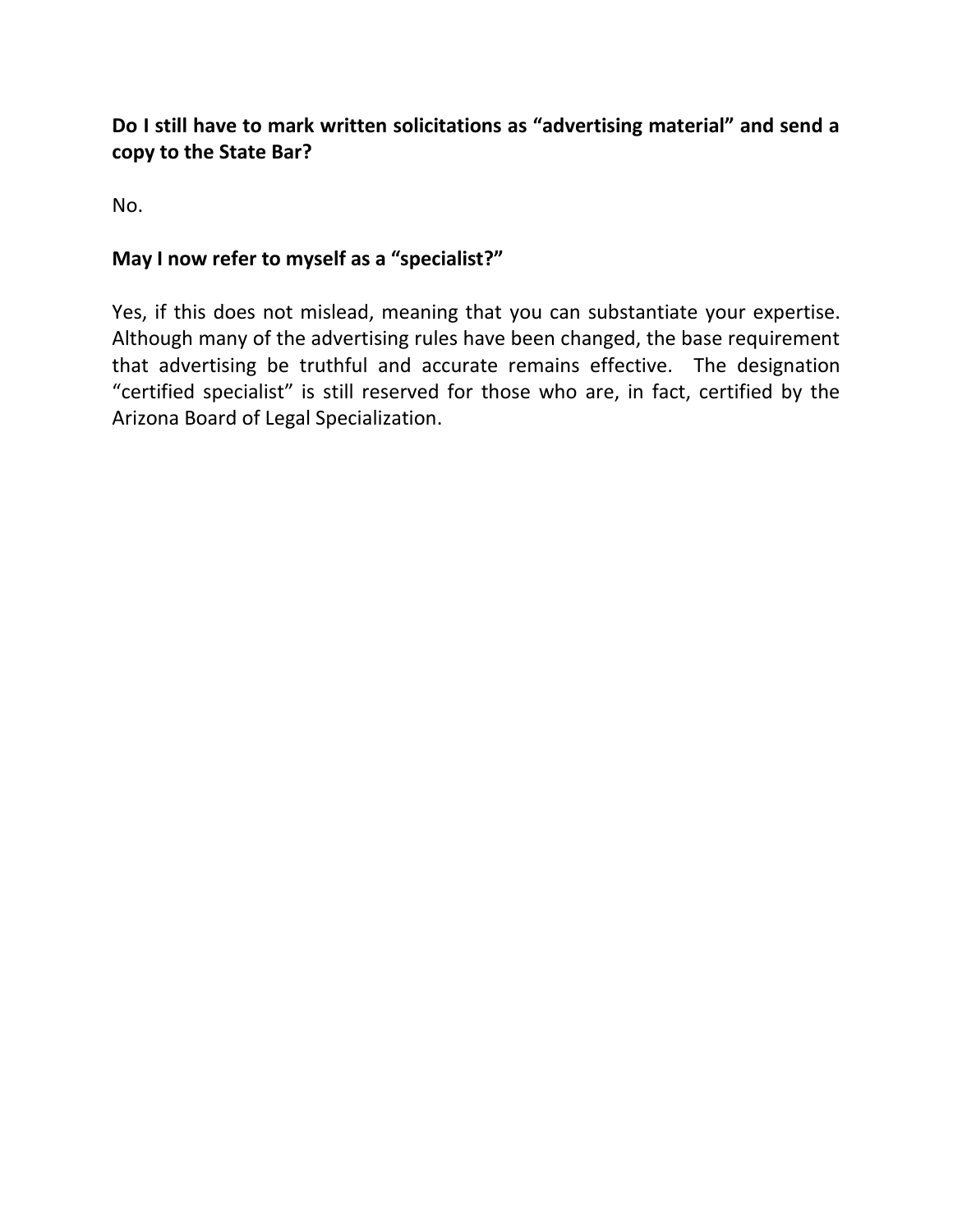**Do I still have to mark written solicitations as "advertising material" and send a copy to the State Bar?**

No.

**May I now refer to myself as a "specialist?"**

Yes, if this does not mislead, meaning that you can substantiate your expertise. Although many of the advertising rules have been changed, the base requirement that advertising be truthful and accurate remains effective. The designation "certified specialist" is still reserved for those who are, in fact, certified by the Arizona Board of Legal Specialization.